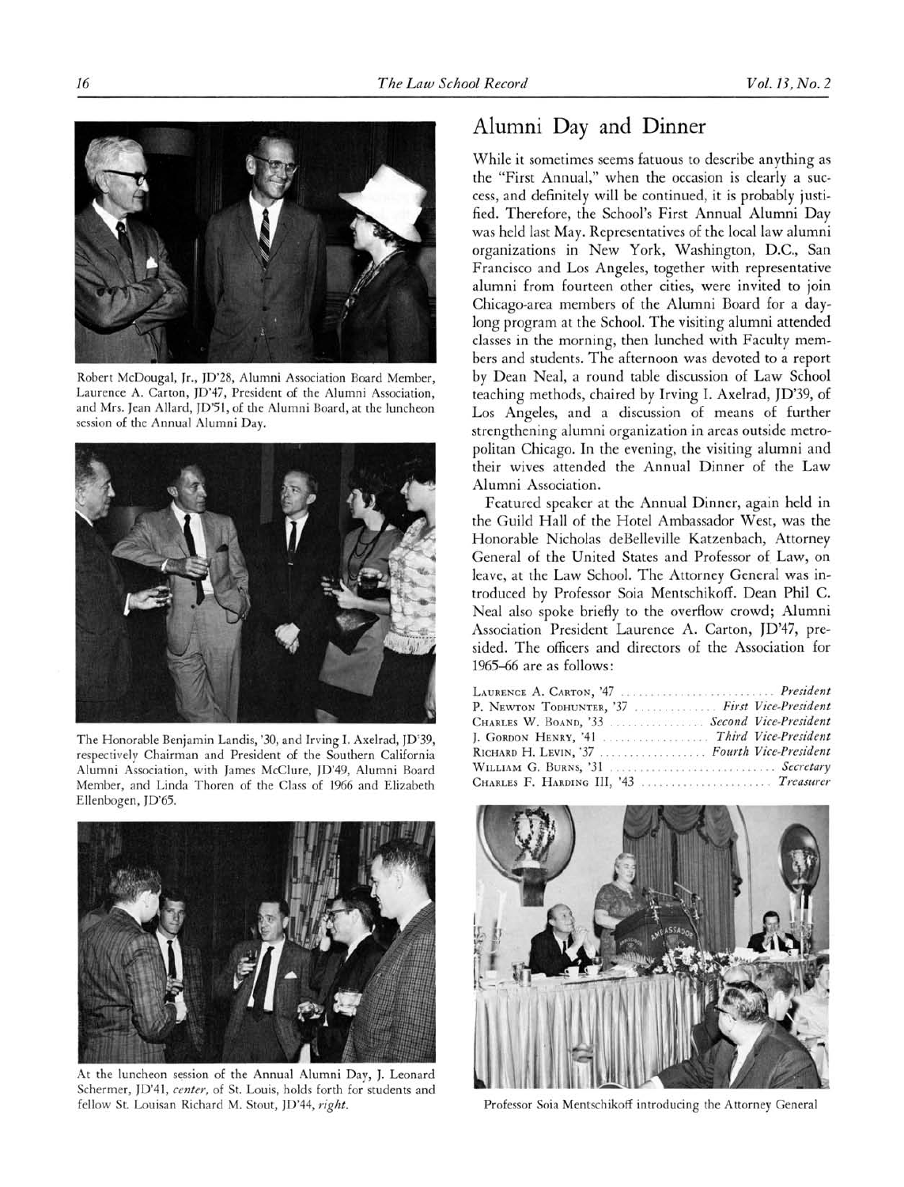Robert McDougal, Jr., JD'28, Alumni Association Board Member, Laurence A. Carton, JD'47, President of the Alumni Association, and Mrs. Jean Allard, JD'51, of the Alumni Board, at the luncheon session of the Annual Alumni Day.

The Honorable Benjamin Landis, '30, and Irving I. Axelrad, JD'39, respectively Chairman and President of the Southern California Alumni Association, with James McClure, JD'49, Alumni Board Member, and Linda Thoren of the Class of 1966 and Elizabeth Ellenbogen, JD'65.

At the luncheon session of the Annual Alumni Day, J. Leonard Schermer, JD'41, *center*, of St. Louis, holds forth for students and fellow St. Louisan Richard M. Stout, JD'44, *right*.

## Alumni Day and Dinner

While it sometimes seems fatuous to describe anything as the "First Annual," when the occasion is clearly a success, and definitely will be continued, it is probably justified. Therefore, the School's First Annual Alumni Day was held last May. Representatives of the local law alumni organizations in New York, Washington, D.C., San Francisco and Los Angeles, together with representative alumni from fourteen other cities, were invited to join Chicago-area members of the Alumni Board for a daylong program at the School. The visiting alumni attended classes in the morning, then lunched with Faculty members and students. The afternoon was devoted to a report by Dean Neal, a round table discussion of Law School teaching methods, chaired by Irving I. Axelrad, JD'39, of Los Angeles, and a discussion of means of further strengthening alumni organization in areas outside metropolitan Chicago. In the evening, the visiting alumni and their wives attended the Annual Dinner of the Law Alumni Association.

Featured speaker at the Annual Dinner, again held in the Guild Hall of the Hotel Ambassador West, was the Honorable Nicholas deBelleville Katzenbach, Attorney General of the United States and Professor of Law, on leave, at the Law School. The Attorney General was introduced by Professor Soia Mentschikoff. Dean Phil C. Neal also spoke briefly to the overflow crowd; Alumni Association President Laurence A. Carton, JD'47, presided. The officers and directors of the Association for 1965–66 are as follows:

| | |
|---|---|
| LAURENCE A. CARTON, '47 | *President* |
| P. NEWTON TODHUNTER, '37 | *First Vice-President* |
| CHARLES W. BOAND, '33 | *Second Vice-President* |
| J. GORDON HENRY, '41 | *Third Vice-President* |
| RICHARD H. LEVIN, '37 | *Fourth Vice-President* |
| WILLIAM G. BURNS, '31 | *Secretary* |
| CHARLES F. HARDING III, '43 | *Treasurer* |

Professor Soia Mentschikoff introducing the Attorney General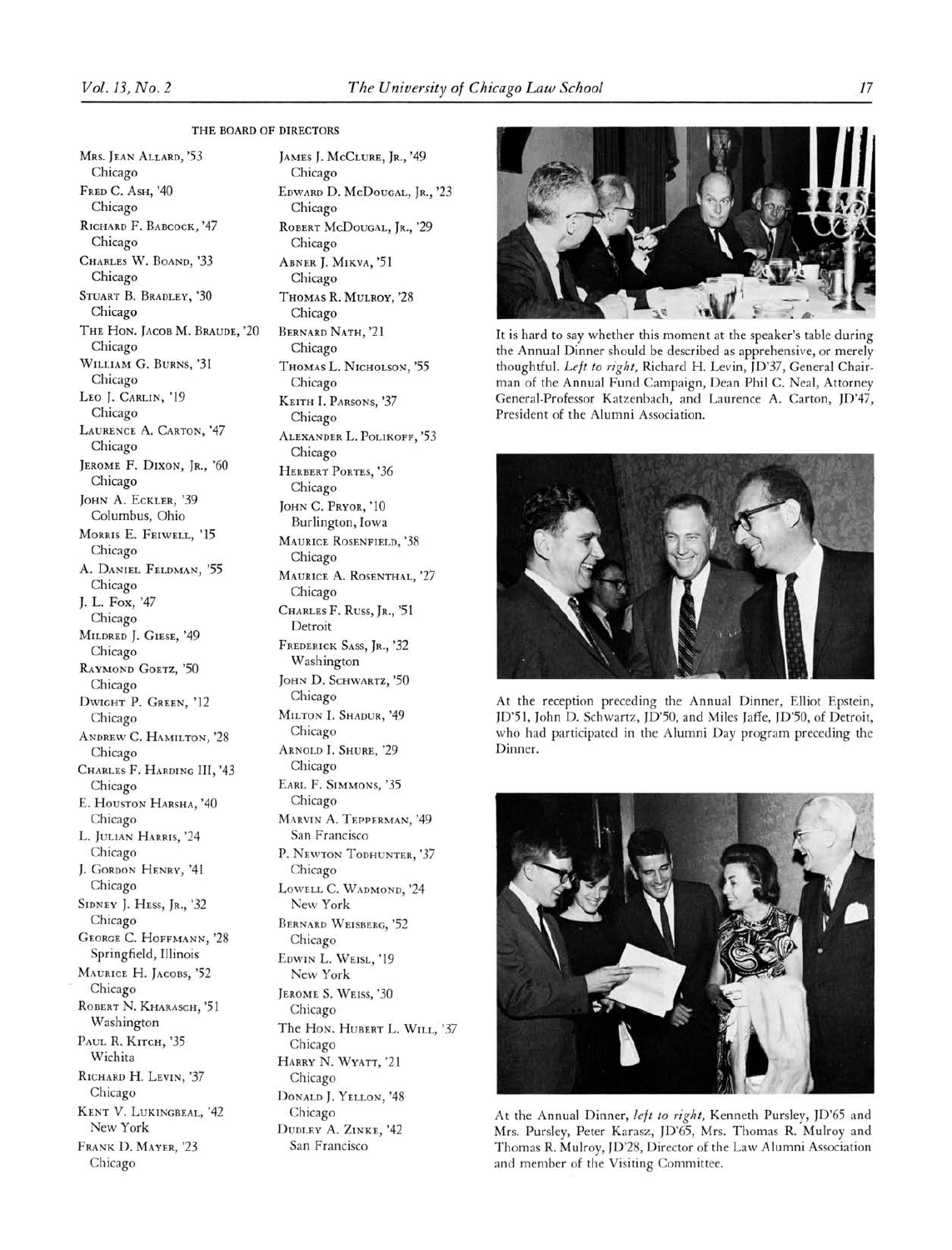### THE BOARD OF DIRECTORS

MRS. JEAN ALLARD, '53
Chicago

FRED C. ASH, '40
Chicago

RICHARD F. BABCOCK, '47
Chicago

CHARLES W. BOAND, '33
Chicago

STUART B. BRADLEY, '30
Chicago

THE HON. JACOB M. BRAUDE, '20
Chicago

WILLIAM G. BURNS, '31
Chicago

LEO J. CARLIN, '19
Chicago

LAURENCE A. CARTON, '47
Chicago

JEROME F. DIXON, JR., '60
Chicago

JOHN A. ECKLER, '39
Columbus, Ohio

MORRIS E. FEIWELL, '15
Chicago

A. DANIEL FELDMAN, '55
Chicago

J. L. FOX, '47
Chicago

MILDRED J. GIESE, '49
Chicago

RAYMOND GOETZ, '50
Chicago

DWIGHT P. GREEN, '12
Chicago

ANDREW C. HAMILTON, '28
Chicago

CHARLES F. HARDING III, '43
Chicago

E. HOUSTON HARSHA, '40
Chicago

L. JULIAN HARRIS, '24
Chicago

J. GORDON HENRY, '41
Chicago

SIDNEY J. HESS, JR., '32
Chicago

GEORGE C. HOFFMANN, '28
Springfield, Illinois

MAURICE H. JACOBS, '52
Chicago

ROBERT N. KHARASCH, '51
Washington

PAUL R. KITCH, '35
Wichita

RICHARD H. LEVIN, '37
Chicago

KENT V. LUKINGBEAL, '42
New York

FRANK D. MAYER, '23
Chicago

JAMES J. MCCLURE, JR., '49
Chicago

EDWARD D. MCDOUGAL, JR., '23
Chicago

ROBERT MCDOUGAL, JR., '29
Chicago

ABNER J. MIKVA, '51
Chicago

THOMAS R. MULROY, '28
Chicago

BERNARD NATH, '21
Chicago

THOMAS L. NICHOLSON, '55
Chicago

KEITH I. PARSONS, '37
Chicago

ALEXANDER L. POLIKOFF, '53
Chicago

HERBERT PORTES, '36
Chicago

JOHN C. PRYOR, '10
Burlington, Iowa

MAURICE ROSENFIELD, '38
Chicago

MAURICE A. ROSENTHAL, '27
Chicago

CHARLES F. RUSS, JR., '51
Detroit

FREDERICK SASS, JR., '32
Washington

JOHN D. SCHWARTZ, '50
Chicago

MILTON I. SHADUR, '49
Chicago

ARNOLD I. SHURE, '29
Chicago

EARL F. SIMMONS, '35
Chicago

MARVIN A. TEPPERMAN, '49
San Francisco

P. NEWTON TODHUNTER, '37
Chicago

LOWELL C. WADMOND, '24
New York

BERNARD WEISBERG, '52
Chicago

EDWIN L. WEISL, '19
New York

JEROME S. WEISS, '30
Chicago

The HON. HUBERT L. WILL, '37
Chicago

HARRY N. WYATT, '21
Chicago

DONALD J. YELLON, '48
Chicago

DUDLEY A. ZINKE, '42
San Francisco

It is hard to say whether this moment at the speaker's table during the Annual Dinner should be described as apprehensive, or merely thoughtful. *Left to right,* Richard H. Levin, JD'37, General Chairman of the Annual Fund Campaign, Dean Phil C. Neal, Attorney General-Professor Katzenbach, and Laurence A. Carton, JD'47, President of the Alumni Association.

At the reception preceding the Annual Dinner, Elliot Epstein, JD'51, John D. Schwartz, JD'50, and Miles Jaffe, JD'50, of Detroit, who had participated in the Alumni Day program preceding the Dinner.

At the Annual Dinner, *left to right,* Kenneth Pursley, JD'65 and Mrs. Pursley, Peter Karasz, JD'65, Mrs. Thomas R. Mulroy and Thomas R. Mulroy, JD'28, Director of the Law Alumni Association and member of the Visiting Committee.